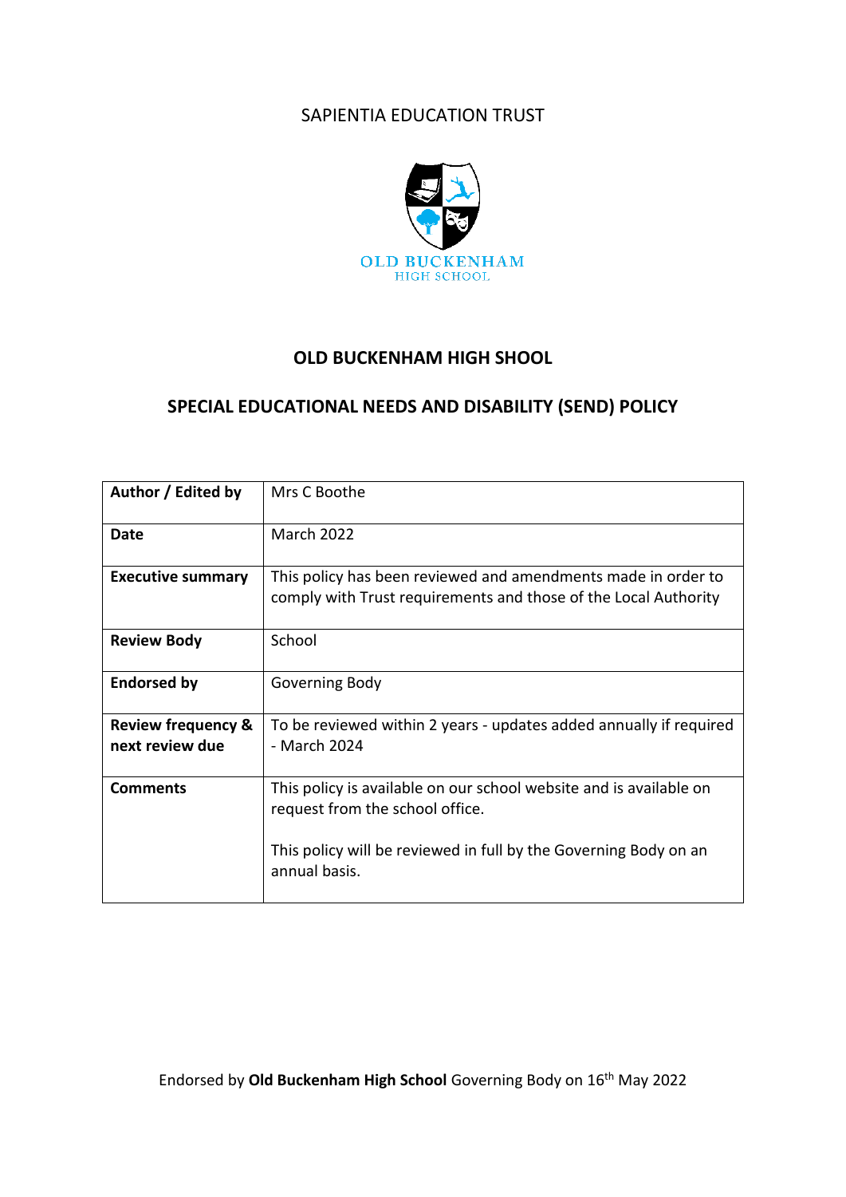SAPIENTIA EDUCATION TRUST

OLD BUCKENHAM
HIGH SCHOOL

# OLD BUCKENHAM HIGH SHOOL

## SPECIAL EDUCATIONAL NEEDS AND DISABILITY (SEND) POLICY

| **Author / Edited by** | Mrs C Boothe |
|---|---|
| **Date** | March 2022 |
| **Executive summary** | This policy has been reviewed and amendments made in order to comply with Trust requirements and those of the Local Authority |
| **Review Body** | School |
| **Endorsed by** | Governing Body |
| **Review frequency & next review due** | To be reviewed within 2 years - updates added annually if required - March 2024 |
| **Comments** | This policy is available on our school website and is available on request from the school office.<br><br>This policy will be reviewed in full by the Governing Body on an annual basis. |

Endorsed by **Old Buckenham High School** Governing Body on 16th May 2022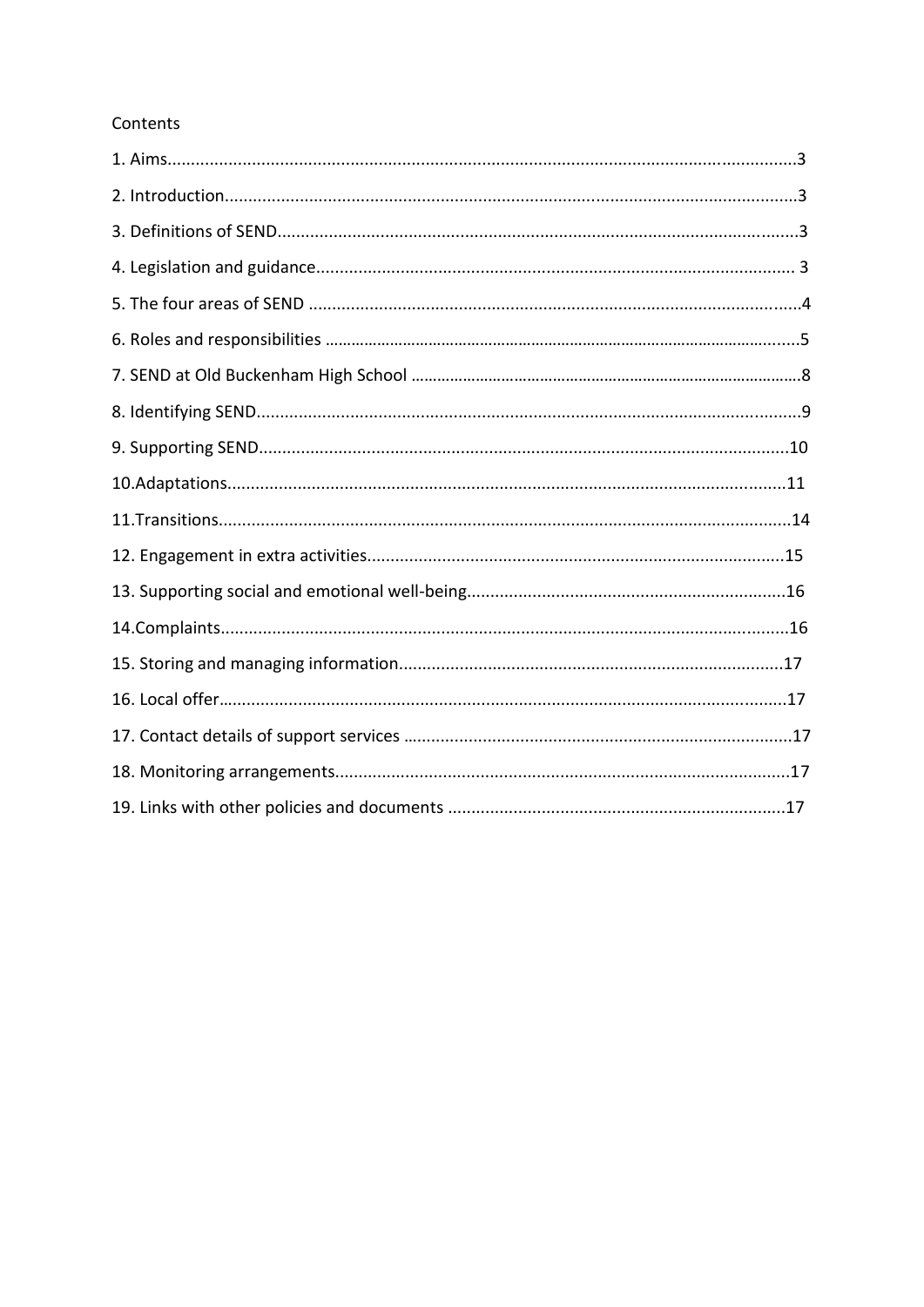Contents

1. Aims....................................................................................................................................3

2. Introduction.........................................................................................................................3

3. Definitions of SEND..............................................................................................................3

4. Legislation and guidance..................................................................................................... 3

5. The four areas of SEND .......................................................................................................4

6. Roles and responsibilities ......................................................................................................5

7. SEND at Old Buckenham High School ...................................................................................8

8. Identifying SEND...................................................................................................................9

9. Supporting SEND.................................................................................................................10

10.Adaptations.......................................................................................................................11

11.Transitions..........................................................................................................................14

12. Engagement in extra activities.........................................................................................15

13. Supporting social and emotional well-being....................................................................16

14.Complaints.........................................................................................................................16

15. Storing and managing information..................................................................................17

16. Local offer.........................................................................................................................17

17. Contact details of support services ..................................................................................17

18. Monitoring arrangements.................................................................................................17

19. Links with other policies and documents .......................................................................17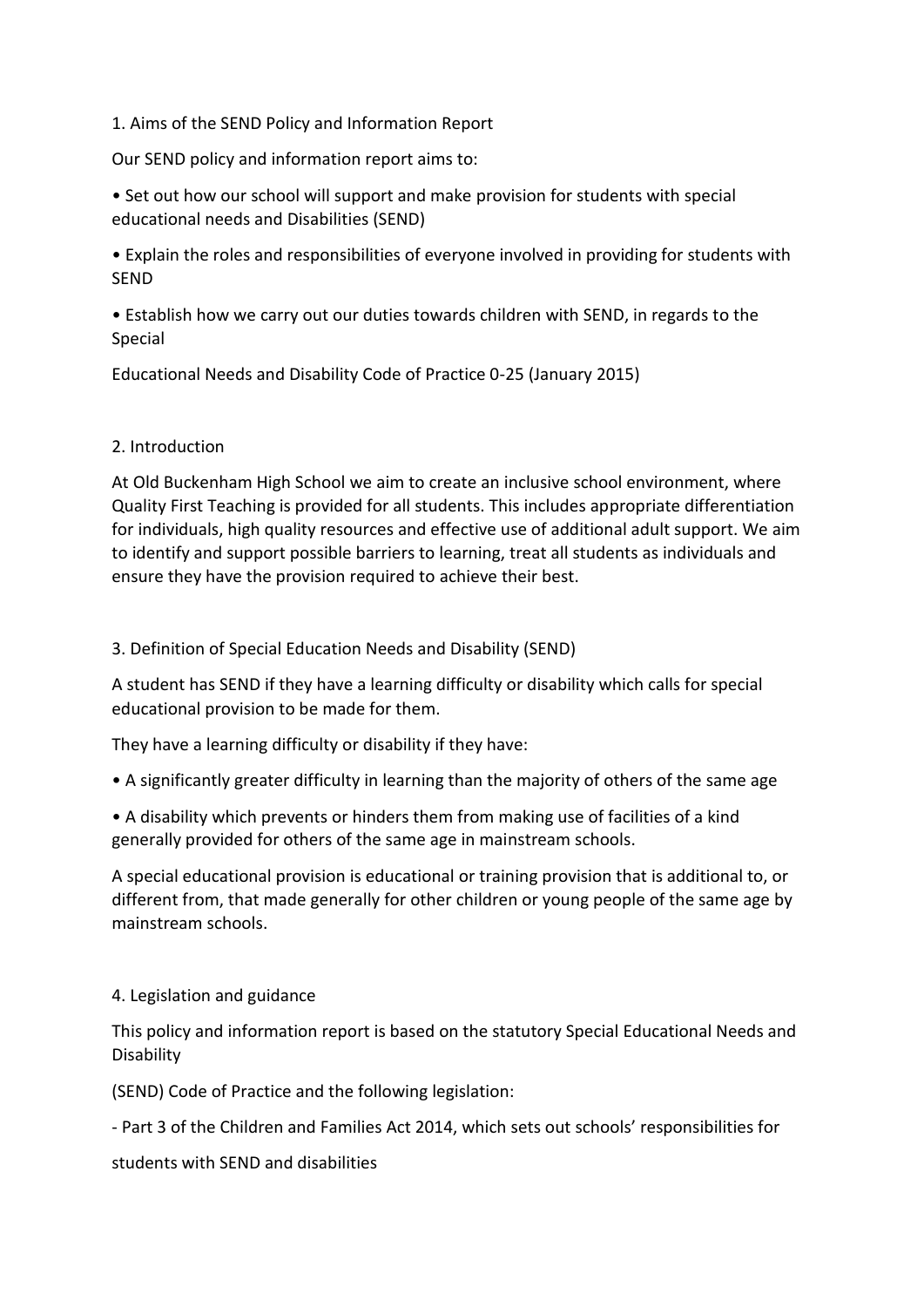## 1. Aims of the SEND Policy and Information Report

Our SEND policy and information report aims to:

- Set out how our school will support and make provision for students with special educational needs and Disabilities (SEND)
- Explain the roles and responsibilities of everyone involved in providing for students with SEND
- Establish how we carry out our duties towards children with SEND, in regards to the Special Educational Needs and Disability Code of Practice 0-25 (January 2015)

## 2. Introduction

At Old Buckenham High School we aim to create an inclusive school environment, where Quality First Teaching is provided for all students. This includes appropriate differentiation for individuals, high quality resources and effective use of additional adult support. We aim to identify and support possible barriers to learning, treat all students as individuals and ensure they have the provision required to achieve their best.

## 3. Definition of Special Education Needs and Disability (SEND)

A student has SEND if they have a learning difficulty or disability which calls for special educational provision to be made for them.

They have a learning difficulty or disability if they have:

- A significantly greater difficulty in learning than the majority of others of the same age
- A disability which prevents or hinders them from making use of facilities of a kind generally provided for others of the same age in mainstream schools.

A special educational provision is educational or training provision that is additional to, or different from, that made generally for other children or young people of the same age by mainstream schools.

## 4. Legislation and guidance

This policy and information report is based on the statutory Special Educational Needs and Disability (SEND) Code of Practice and the following legislation:

- Part 3 of the Children and Families Act 2014, which sets out schools' responsibilities for students with SEND and disabilities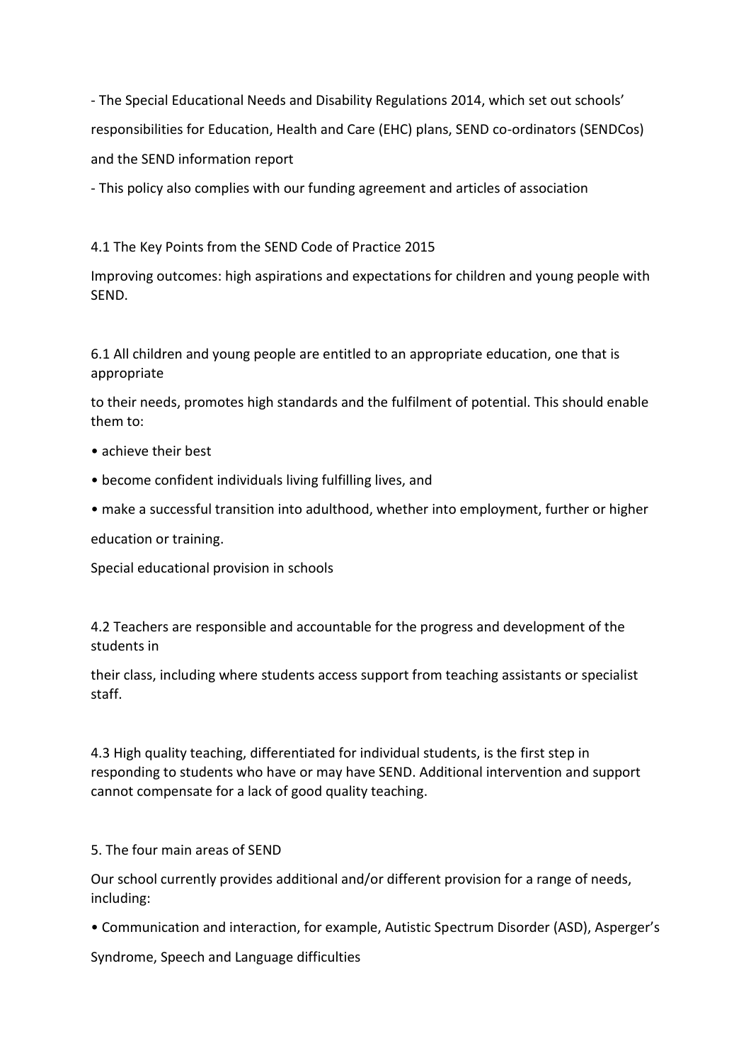- The Special Educational Needs and Disability Regulations 2014, which set out schools' responsibilities for Education, Health and Care (EHC) plans, SEND co-ordinators (SENDCos) and the SEND information report

- This policy also complies with our funding agreement and articles of association

4.1 The Key Points from the SEND Code of Practice 2015

Improving outcomes: high aspirations and expectations for children and young people with SEND.

6.1 All children and young people are entitled to an appropriate education, one that is appropriate to their needs, promotes high standards and the fulfilment of potential. This should enable them to:

• achieve their best

• become confident individuals living fulfilling lives, and

• make a successful transition into adulthood, whether into employment, further or higher education or training.

Special educational provision in schools

4.2 Teachers are responsible and accountable for the progress and development of the students in their class, including where students access support from teaching assistants or specialist staff.

4.3 High quality teaching, differentiated for individual students, is the first step in responding to students who have or may have SEND. Additional intervention and support cannot compensate for a lack of good quality teaching.

5. The four main areas of SEND

Our school currently provides additional and/or different provision for a range of needs, including:

• Communication and interaction, for example, Autistic Spectrum Disorder (ASD), Asperger's Syndrome, Speech and Language difficulties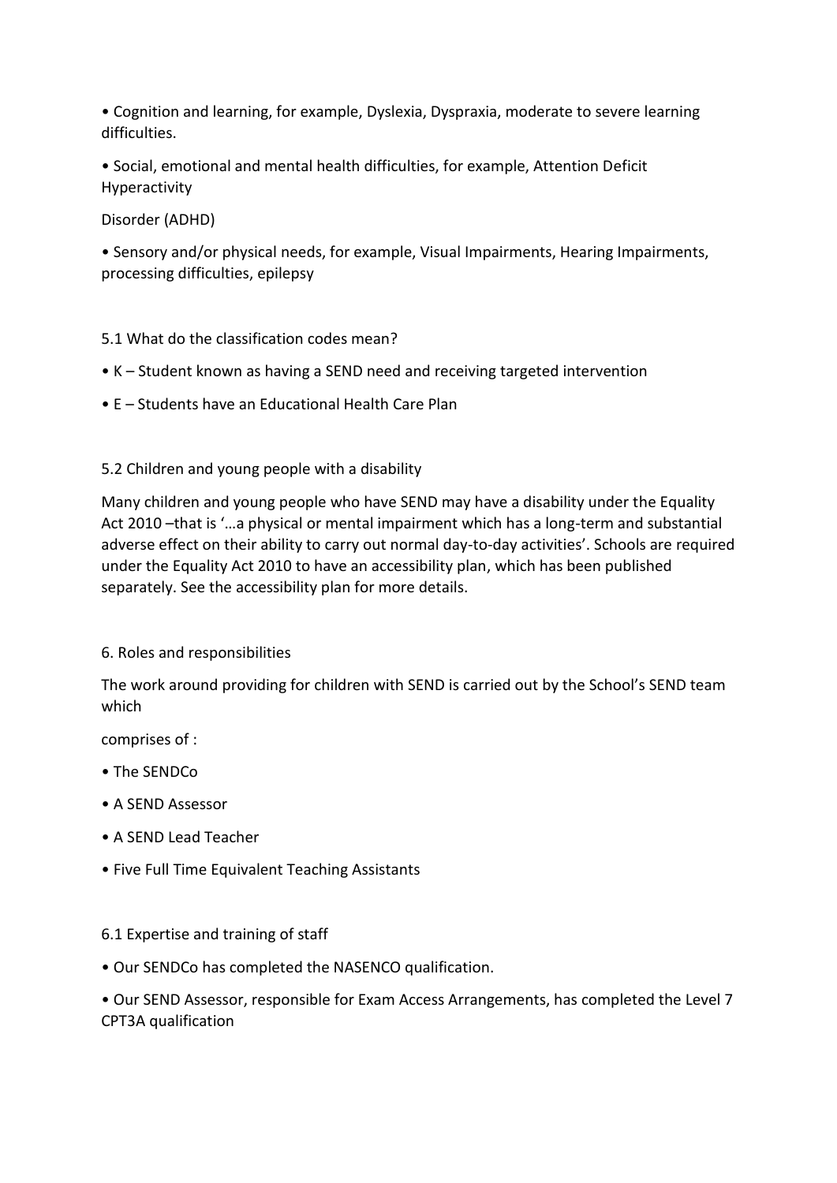- Cognition and learning, for example, Dyslexia, Dyspraxia, moderate to severe learning difficulties.
- Social, emotional and mental health difficulties, for example, Attention Deficit Hyperactivity Disorder (ADHD)
- Sensory and/or physical needs, for example, Visual Impairments, Hearing Impairments, processing difficulties, epilepsy

### 5.1 What do the classification codes mean?

- K – Student known as having a SEND need and receiving targeted intervention
- E – Students have an Educational Health Care Plan

### 5.2 Children and young people with a disability

Many children and young people who have SEND may have a disability under the Equality Act 2010 –that is '…a physical or mental impairment which has a long-term and substantial adverse effect on their ability to carry out normal day-to-day activities'. Schools are required under the Equality Act 2010 to have an accessibility plan, which has been published separately. See the accessibility plan for more details.

## 6. Roles and responsibilities

The work around providing for children with SEND is carried out by the School's SEND team which comprises of :

- The SENDCo
- A SEND Assessor
- A SEND Lead Teacher
- Five Full Time Equivalent Teaching Assistants

### 6.1 Expertise and training of staff

- Our SENDCo has completed the NASENCO qualification.
- Our SEND Assessor, responsible for Exam Access Arrangements, has completed the Level 7 CPT3A qualification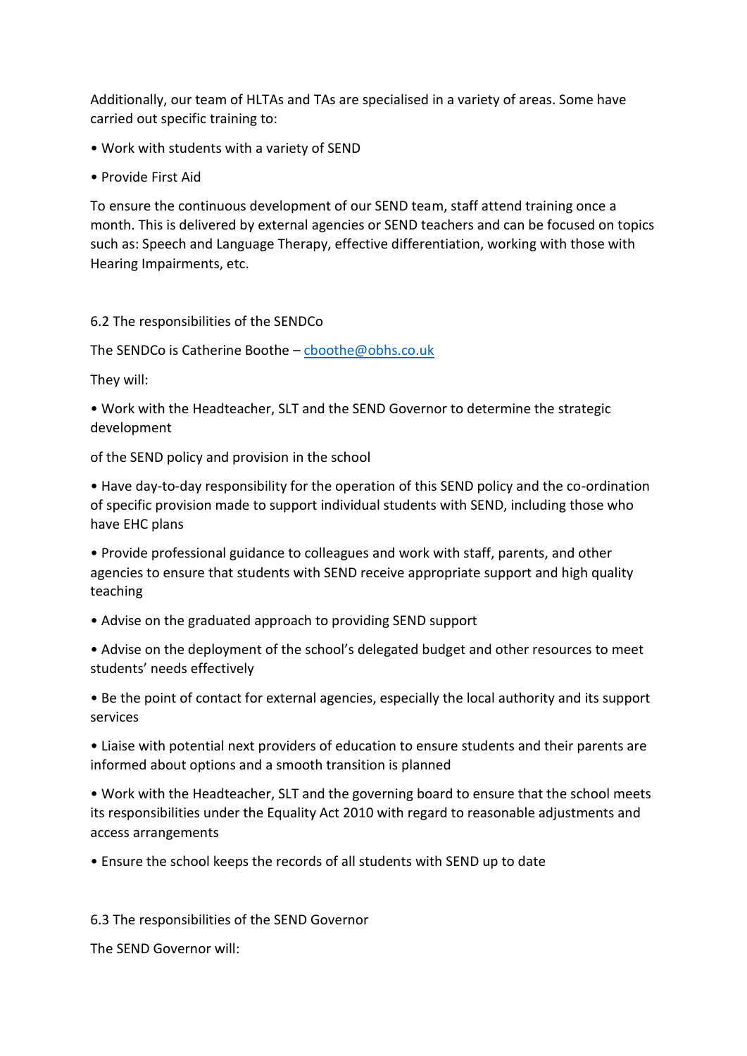Additionally, our team of HLTAs and TAs are specialised in a variety of areas. Some have carried out specific training to:

- Work with students with a variety of SEND
- Provide First Aid

To ensure the continuous development of our SEND team, staff attend training once a month. This is delivered by external agencies or SEND teachers and can be focused on topics such as: Speech and Language Therapy, effective differentiation, working with those with Hearing Impairments, etc.

## 6.2 The responsibilities of the SENDCo

The SENDCo is Catherine Boothe – [cboothe@obhs.co.uk](mailto:cboothe@obhs.co.uk)

They will:

- Work with the Headteacher, SLT and the SEND Governor to determine the strategic development

of the SEND policy and provision in the school

- Have day-to-day responsibility for the operation of this SEND policy and the co-ordination of specific provision made to support individual students with SEND, including those who have EHC plans
- Provide professional guidance to colleagues and work with staff, parents, and other agencies to ensure that students with SEND receive appropriate support and high quality teaching
- Advise on the graduated approach to providing SEND support
- Advise on the deployment of the school's delegated budget and other resources to meet students' needs effectively
- Be the point of contact for external agencies, especially the local authority and its support services
- Liaise with potential next providers of education to ensure students and their parents are informed about options and a smooth transition is planned
- Work with the Headteacher, SLT and the governing board to ensure that the school meets its responsibilities under the Equality Act 2010 with regard to reasonable adjustments and access arrangements
- Ensure the school keeps the records of all students with SEND up to date

## 6.3 The responsibilities of the SEND Governor

The SEND Governor will: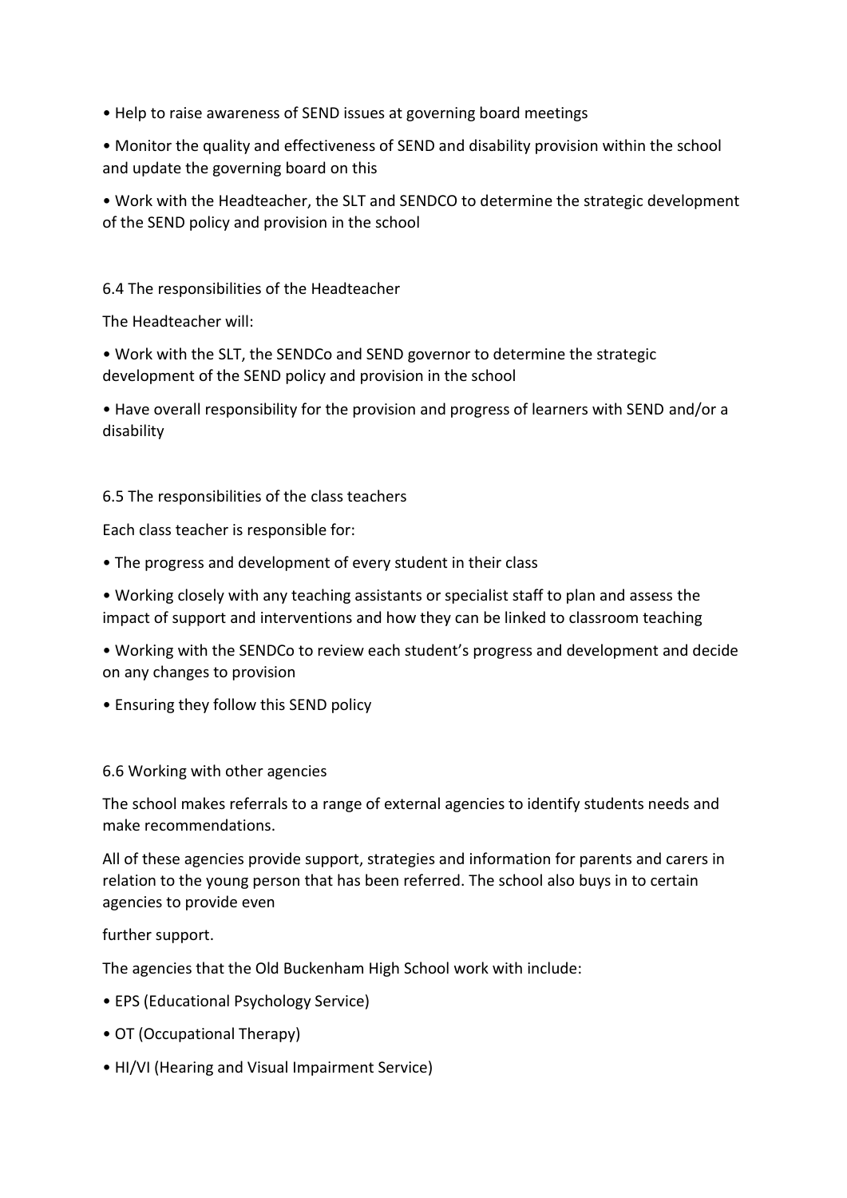- Help to raise awareness of SEND issues at governing board meetings
- Monitor the quality and effectiveness of SEND and disability provision within the school and update the governing board on this
- Work with the Headteacher, the SLT and SENDCO to determine the strategic development of the SEND policy and provision in the school

## 6.4 The responsibilities of the Headteacher

The Headteacher will:

- Work with the SLT, the SENDCo and SEND governor to determine the strategic development of the SEND policy and provision in the school
- Have overall responsibility for the provision and progress of learners with SEND and/or a disability

## 6.5 The responsibilities of the class teachers

Each class teacher is responsible for:

- The progress and development of every student in their class
- Working closely with any teaching assistants or specialist staff to plan and assess the impact of support and interventions and how they can be linked to classroom teaching
- Working with the SENDCo to review each student's progress and development and decide on any changes to provision
- Ensuring they follow this SEND policy

## 6.6 Working with other agencies

The school makes referrals to a range of external agencies to identify students needs and make recommendations.

All of these agencies provide support, strategies and information for parents and carers in relation to the young person that has been referred. The school also buys in to certain agencies to provide even

further support.

The agencies that the Old Buckenham High School work with include:

- EPS (Educational Psychology Service)
- OT (Occupational Therapy)
- HI/VI (Hearing and Visual Impairment Service)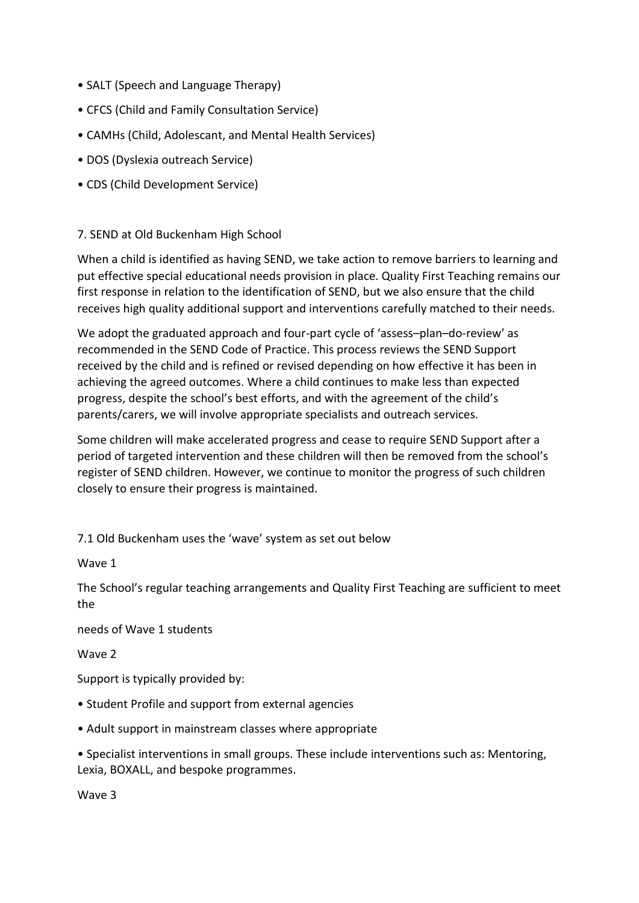- SALT (Speech and Language Therapy)
- CFCS (Child and Family Consultation Service)
- CAMHs (Child, Adolescant, and Mental Health Services)
- DOS (Dyslexia outreach Service)
- CDS (Child Development Service)

## 7. SEND at Old Buckenham High School

When a child is identified as having SEND, we take action to remove barriers to learning and put effective special educational needs provision in place. Quality First Teaching remains our first response in relation to the identification of SEND, but we also ensure that the child receives high quality additional support and interventions carefully matched to their needs.

We adopt the graduated approach and four-part cycle of 'assess–plan–do-review' as recommended in the SEND Code of Practice. This process reviews the SEND Support received by the child and is refined or revised depending on how effective it has been in achieving the agreed outcomes. Where a child continues to make less than expected progress, despite the school's best efforts, and with the agreement of the child's parents/carers, we will involve appropriate specialists and outreach services.

Some children will make accelerated progress and cease to require SEND Support after a period of targeted intervention and these children will then be removed from the school's register of SEND children. However, we continue to monitor the progress of such children closely to ensure their progress is maintained.

### 7.1 Old Buckenham uses the 'wave' system as set out below

Wave 1

The School's regular teaching arrangements and Quality First Teaching are sufficient to meet the

needs of Wave 1 students

Wave 2

Support is typically provided by:

- Student Profile and support from external agencies
- Adult support in mainstream classes where appropriate
- Specialist interventions in small groups. These include interventions such as: Mentoring, Lexia, BOXALL, and bespoke programmes.

Wave 3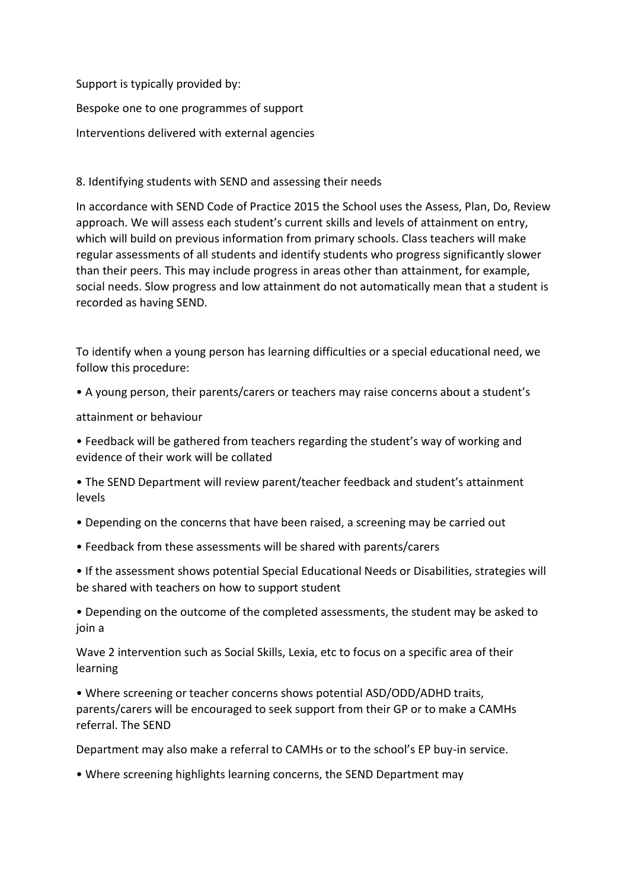Support is typically provided by:

Bespoke one to one programmes of support

Interventions delivered with external agencies

## 8. Identifying students with SEND and assessing their needs

In accordance with SEND Code of Practice 2015 the School uses the Assess, Plan, Do, Review approach. We will assess each student's current skills and levels of attainment on entry, which will build on previous information from primary schools. Class teachers will make regular assessments of all students and identify students who progress significantly slower than their peers. This may include progress in areas other than attainment, for example, social needs. Slow progress and low attainment do not automatically mean that a student is recorded as having SEND.

To identify when a young person has learning difficulties or a special educational need, we follow this procedure:

- A young person, their parents/carers or teachers may raise concerns about a student's attainment or behaviour
- Feedback will be gathered from teachers regarding the student's way of working and evidence of their work will be collated
- The SEND Department will review parent/teacher feedback and student's attainment levels
- Depending on the concerns that have been raised, a screening may be carried out
- Feedback from these assessments will be shared with parents/carers
- If the assessment shows potential Special Educational Needs or Disabilities, strategies will be shared with teachers on how to support student
- Depending on the outcome of the completed assessments, the student may be asked to join a Wave 2 intervention such as Social Skills, Lexia, etc to focus on a specific area of their learning
- Where screening or teacher concerns shows potential ASD/ODD/ADHD traits, parents/carers will be encouraged to seek support from their GP or to make a CAMHs referral. The SEND Department may also make a referral to CAMHs or to the school's EP buy-in service.
- Where screening highlights learning concerns, the SEND Department may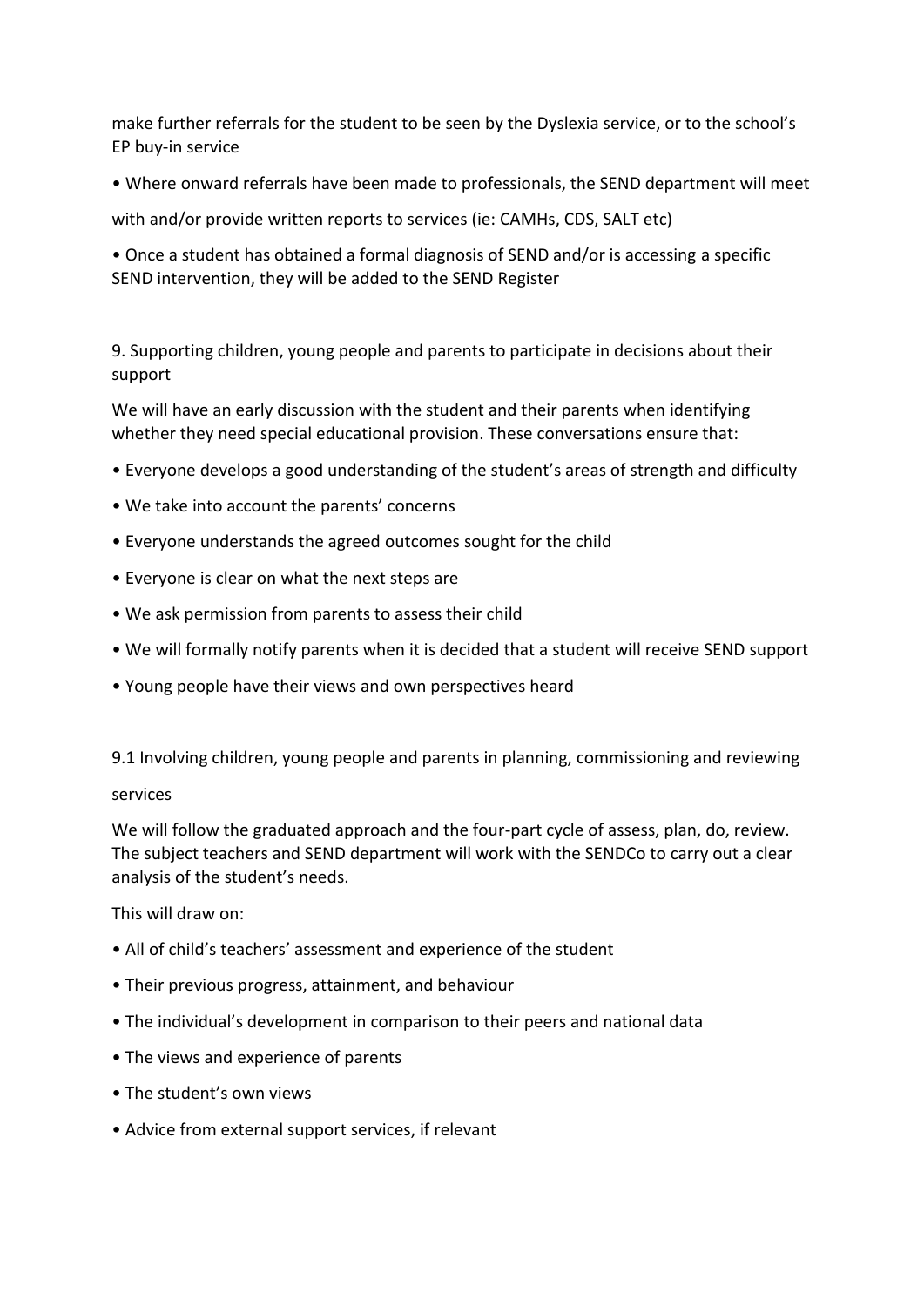make further referrals for the student to be seen by the Dyslexia service, or to the school's EP buy-in service

- Where onward referrals have been made to professionals, the SEND department will meet with and/or provide written reports to services (ie: CAMHs, CDS, SALT etc)
- Once a student has obtained a formal diagnosis of SEND and/or is accessing a specific SEND intervention, they will be added to the SEND Register

## 9. Supporting children, young people and parents to participate in decisions about their support

We will have an early discussion with the student and their parents when identifying whether they need special educational provision. These conversations ensure that:

- Everyone develops a good understanding of the student's areas of strength and difficulty
- We take into account the parents' concerns
- Everyone understands the agreed outcomes sought for the child
- Everyone is clear on what the next steps are
- We ask permission from parents to assess their child
- We will formally notify parents when it is decided that a student will receive SEND support
- Young people have their views and own perspectives heard

### 9.1 Involving children, young people and parents in planning, commissioning and reviewing services

We will follow the graduated approach and the four-part cycle of assess, plan, do, review. The subject teachers and SEND department will work with the SENDCo to carry out a clear analysis of the student's needs.

This will draw on:

- All of child's teachers' assessment and experience of the student
- Their previous progress, attainment, and behaviour
- The individual's development in comparison to their peers and national data
- The views and experience of parents
- The student's own views
- Advice from external support services, if relevant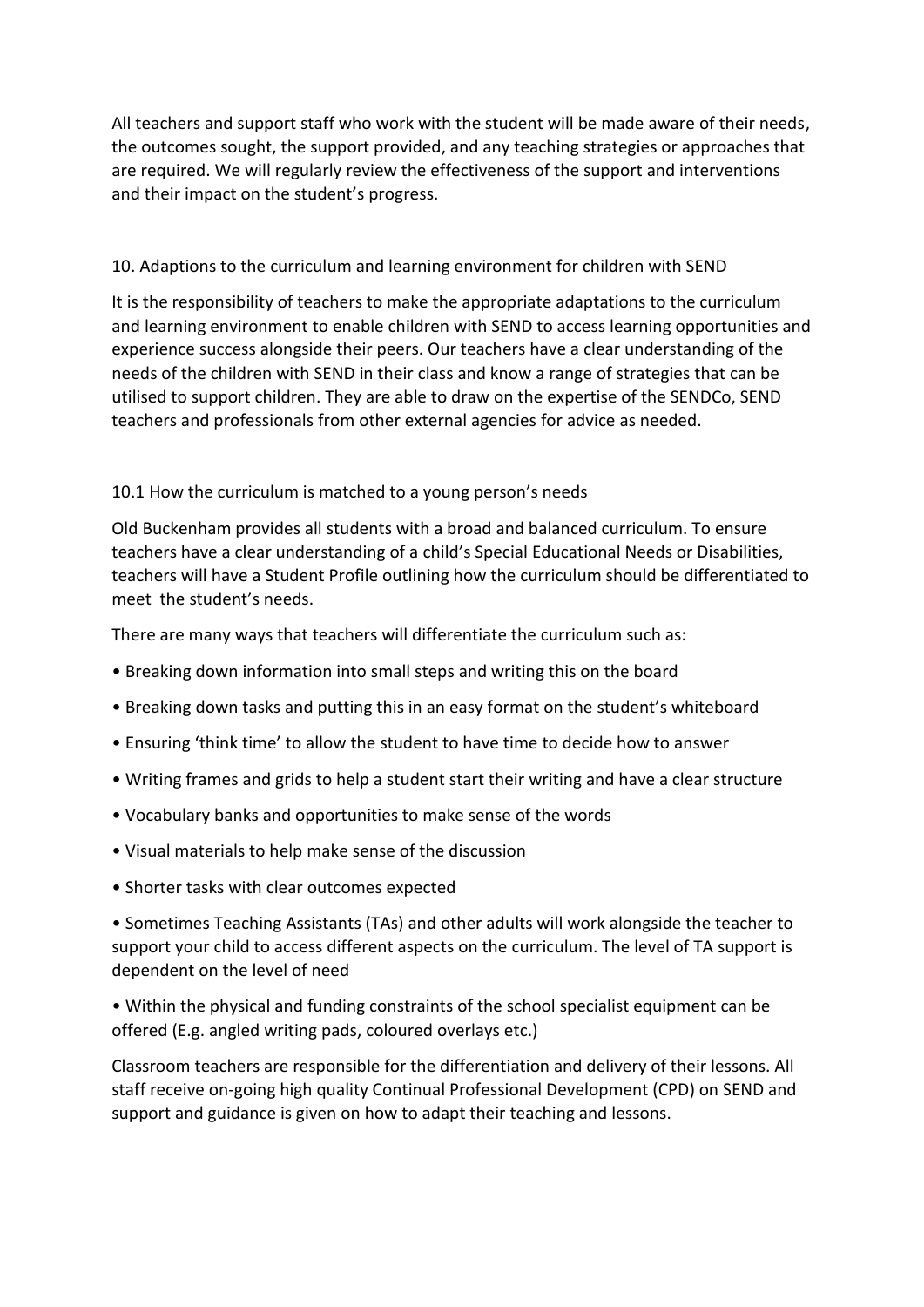All teachers and support staff who work with the student will be made aware of their needs, the outcomes sought, the support provided, and any teaching strategies or approaches that are required. We will regularly review the effectiveness of the support and interventions and their impact on the student's progress.

## 10. Adaptions to the curriculum and learning environment for children with SEND

It is the responsibility of teachers to make the appropriate adaptations to the curriculum and learning environment to enable children with SEND to access learning opportunities and experience success alongside their peers. Our teachers have a clear understanding of the needs of the children with SEND in their class and know a range of strategies that can be utilised to support children. They are able to draw on the expertise of the SENDCo, SEND teachers and professionals from other external agencies for advice as needed.

### 10.1 How the curriculum is matched to a young person's needs

Old Buckenham provides all students with a broad and balanced curriculum. To ensure teachers have a clear understanding of a child's Special Educational Needs or Disabilities, teachers will have a Student Profile outlining how the curriculum should be differentiated to meet the student's needs.

There are many ways that teachers will differentiate the curriculum such as:

- Breaking down information into small steps and writing this on the board
- Breaking down tasks and putting this in an easy format on the student's whiteboard
- Ensuring 'think time' to allow the student to have time to decide how to answer
- Writing frames and grids to help a student start their writing and have a clear structure
- Vocabulary banks and opportunities to make sense of the words
- Visual materials to help make sense of the discussion
- Shorter tasks with clear outcomes expected
- Sometimes Teaching Assistants (TAs) and other adults will work alongside the teacher to support your child to access different aspects on the curriculum. The level of TA support is dependent on the level of need
- Within the physical and funding constraints of the school specialist equipment can be offered (E.g. angled writing pads, coloured overlays etc.)

Classroom teachers are responsible for the differentiation and delivery of their lessons. All staff receive on-going high quality Continual Professional Development (CPD) on SEND and support and guidance is given on how to adapt their teaching and lessons.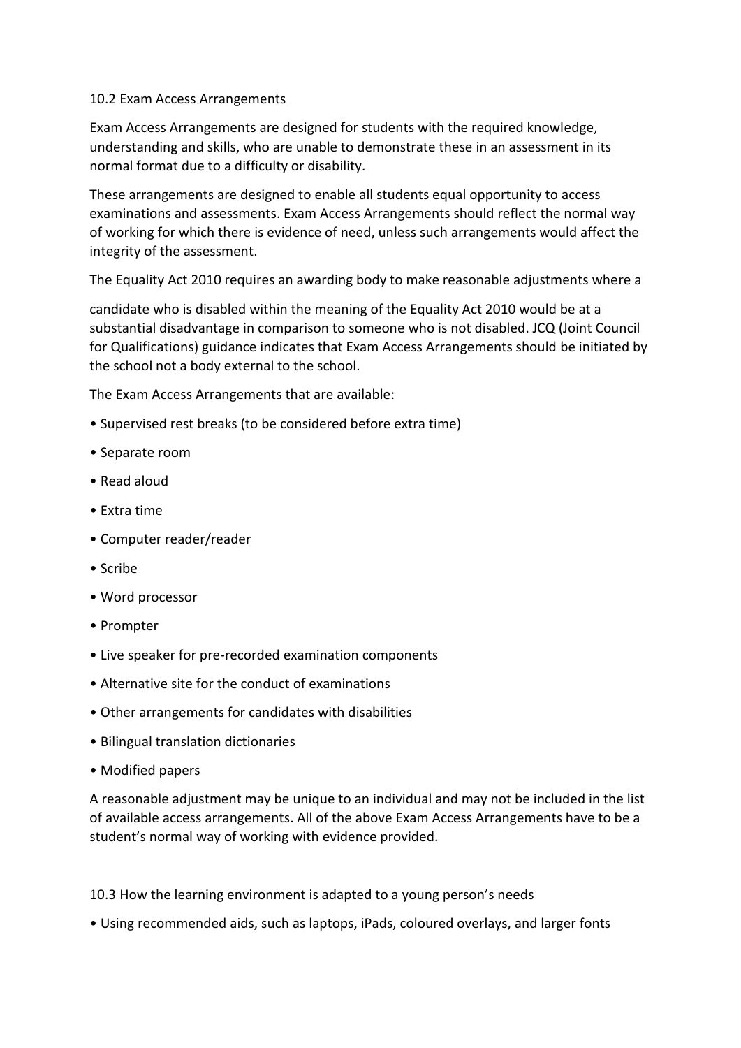## 10.2 Exam Access Arrangements

Exam Access Arrangements are designed for students with the required knowledge, understanding and skills, who are unable to demonstrate these in an assessment in its normal format due to a difficulty or disability.

These arrangements are designed to enable all students equal opportunity to access examinations and assessments. Exam Access Arrangements should reflect the normal way of working for which there is evidence of need, unless such arrangements would affect the integrity of the assessment.

The Equality Act 2010 requires an awarding body to make reasonable adjustments where a candidate who is disabled within the meaning of the Equality Act 2010 would be at a substantial disadvantage in comparison to someone who is not disabled. JCQ (Joint Council for Qualifications) guidance indicates that Exam Access Arrangements should be initiated by the school not a body external to the school.

The Exam Access Arrangements that are available:

- Supervised rest breaks (to be considered before extra time)
- Separate room
- Read aloud
- Extra time
- Computer reader/reader
- Scribe
- Word processor
- Prompter
- Live speaker for pre-recorded examination components
- Alternative site for the conduct of examinations
- Other arrangements for candidates with disabilities
- Bilingual translation dictionaries
- Modified papers

A reasonable adjustment may be unique to an individual and may not be included in the list of available access arrangements. All of the above Exam Access Arrangements have to be a student's normal way of working with evidence provided.

## 10.3 How the learning environment is adapted to a young person's needs

- Using recommended aids, such as laptops, iPads, coloured overlays, and larger fonts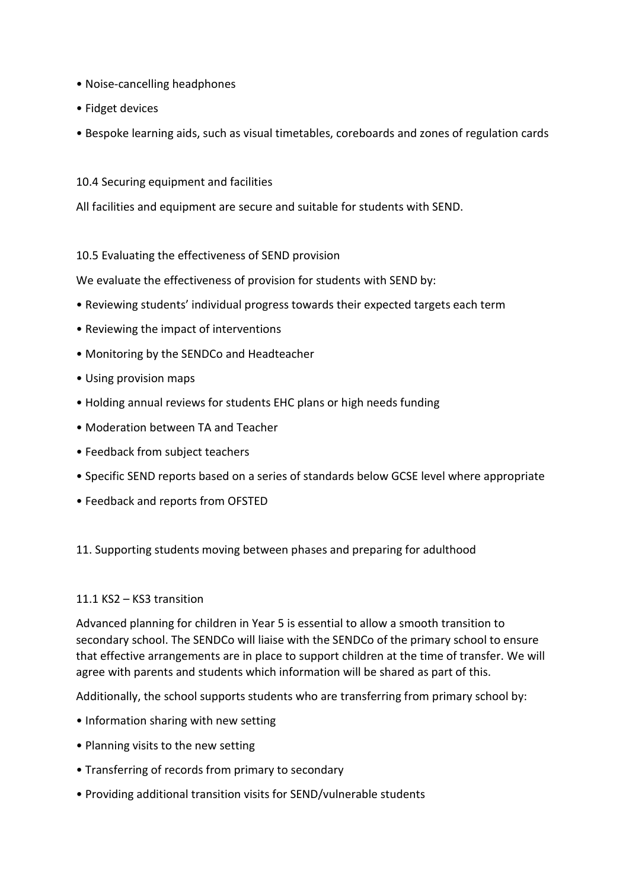- Noise-cancelling headphones
- Fidget devices
- Bespoke learning aids, such as visual timetables, coreboards and zones of regulation cards

### 10.4 Securing equipment and facilities

All facilities and equipment are secure and suitable for students with SEND.

### 10.5 Evaluating the effectiveness of SEND provision

We evaluate the effectiveness of provision for students with SEND by:

- Reviewing students' individual progress towards their expected targets each term
- Reviewing the impact of interventions
- Monitoring by the SENDCo and Headteacher
- Using provision maps
- Holding annual reviews for students EHC plans or high needs funding
- Moderation between TA and Teacher
- Feedback from subject teachers
- Specific SEND reports based on a series of standards below GCSE level where appropriate
- Feedback and reports from OFSTED

## 11. Supporting students moving between phases and preparing for adulthood

### 11.1 KS2 – KS3 transition

Advanced planning for children in Year 5 is essential to allow a smooth transition to secondary school. The SENDCo will liaise with the SENDCo of the primary school to ensure that effective arrangements are in place to support children at the time of transfer. We will agree with parents and students which information will be shared as part of this.

Additionally, the school supports students who are transferring from primary school by:

- Information sharing with new setting
- Planning visits to the new setting
- Transferring of records from primary to secondary
- Providing additional transition visits for SEND/vulnerable students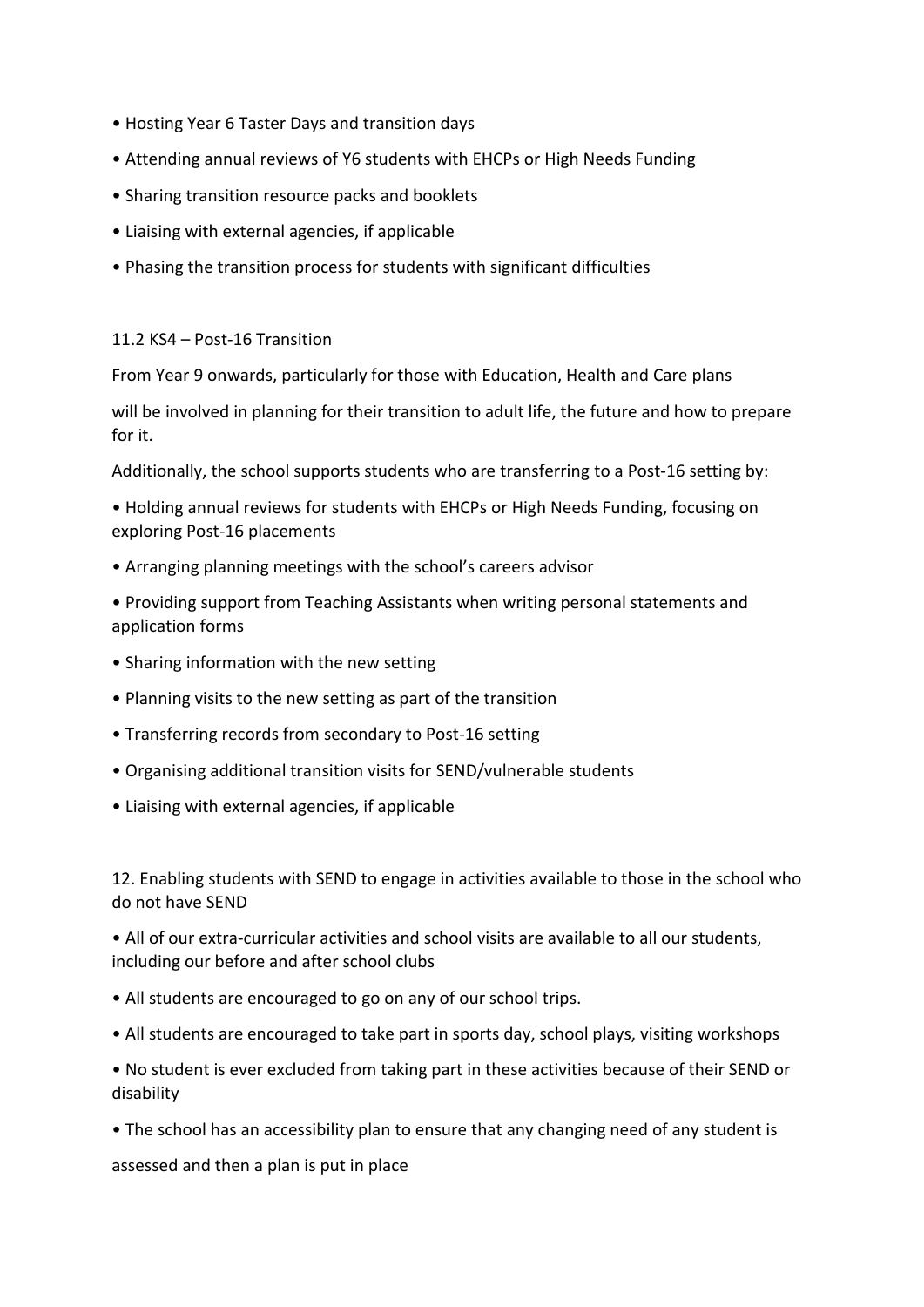- Hosting Year 6 Taster Days and transition days
- Attending annual reviews of Y6 students with EHCPs or High Needs Funding
- Sharing transition resource packs and booklets
- Liaising with external agencies, if applicable
- Phasing the transition process for students with significant difficulties

### 11.2 KS4 – Post-16 Transition

From Year 9 onwards, particularly for those with Education, Health and Care plans

will be involved in planning for their transition to adult life, the future and how to prepare for it.

Additionally, the school supports students who are transferring to a Post-16 setting by:

- Holding annual reviews for students with EHCPs or High Needs Funding, focusing on exploring Post-16 placements
- Arranging planning meetings with the school's careers advisor
- Providing support from Teaching Assistants when writing personal statements and application forms
- Sharing information with the new setting
- Planning visits to the new setting as part of the transition
- Transferring records from secondary to Post-16 setting
- Organising additional transition visits for SEND/vulnerable students
- Liaising with external agencies, if applicable

## 12. Enabling students with SEND to engage in activities available to those in the school who do not have SEND

- All of our extra-curricular activities and school visits are available to all our students, including our before and after school clubs
- All students are encouraged to go on any of our school trips.
- All students are encouraged to take part in sports day, school plays, visiting workshops
- No student is ever excluded from taking part in these activities because of their SEND or disability
- The school has an accessibility plan to ensure that any changing need of any student is

assessed and then a plan is put in place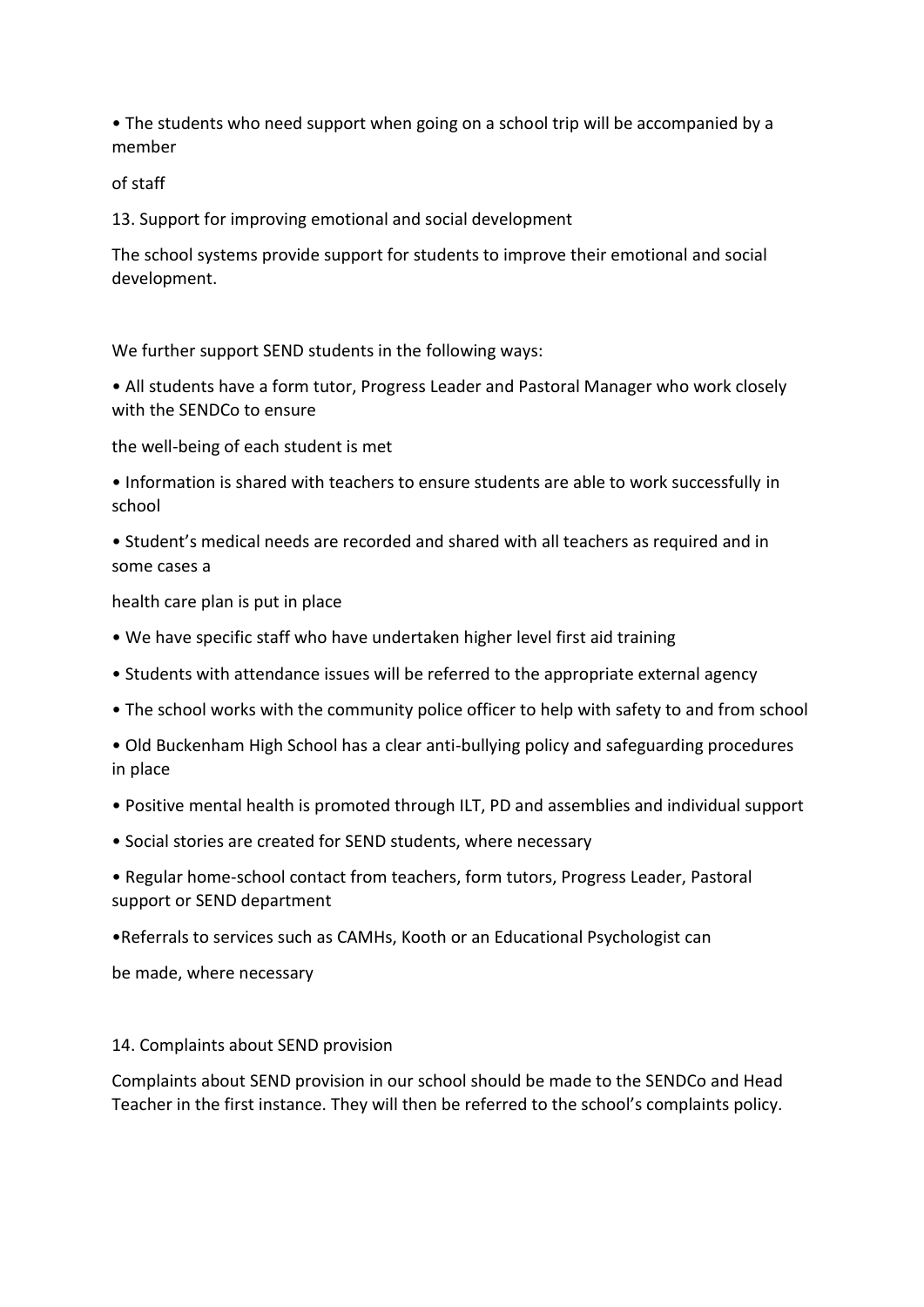- The students who need support when going on a school trip will be accompanied by a member of staff

## 13. Support for improving emotional and social development

The school systems provide support for students to improve their emotional and social development.

We further support SEND students in the following ways:

- All students have a form tutor, Progress Leader and Pastoral Manager who work closely with the SENDCo to ensure the well-being of each student is met
- Information is shared with teachers to ensure students are able to work successfully in school
- Student's medical needs are recorded and shared with all teachers as required and in some cases a health care plan is put in place
- We have specific staff who have undertaken higher level first aid training
- Students with attendance issues will be referred to the appropriate external agency
- The school works with the community police officer to help with safety to and from school
- Old Buckenham High School has a clear anti-bullying policy and safeguarding procedures in place
- Positive mental health is promoted through ILT, PD and assemblies and individual support
- Social stories are created for SEND students, where necessary
- Regular home-school contact from teachers, form tutors, Progress Leader, Pastoral support or SEND department
- Referrals to services such as CAMHs, Kooth or an Educational Psychologist can be made, where necessary

## 14. Complaints about SEND provision

Complaints about SEND provision in our school should be made to the SENDCo and Head Teacher in the first instance. They will then be referred to the school's complaints policy.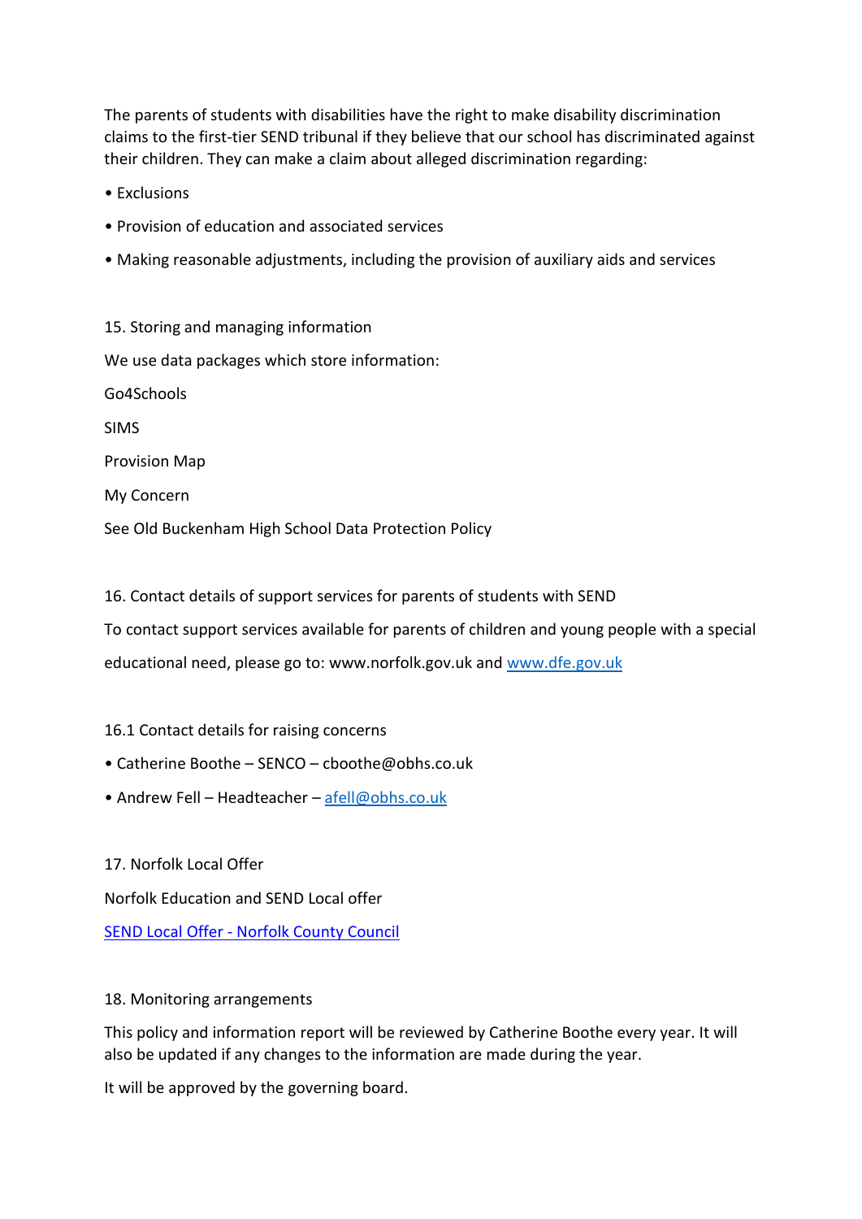The parents of students with disabilities have the right to make disability discrimination claims to the first-tier SEND tribunal if they believe that our school has discriminated against their children. They can make a claim about alleged discrimination regarding:

- Exclusions
- Provision of education and associated services
- Making reasonable adjustments, including the provision of auxiliary aids and services

## 15. Storing and managing information

We use data packages which store information:

Go4Schools

SIMS

Provision Map

My Concern

See Old Buckenham High School Data Protection Policy

## 16. Contact details of support services for parents of students with SEND

To contact support services available for parents of children and young people with a special educational need, please go to: www.norfolk.gov.uk and [www.dfe.gov.uk](www.dfe.gov.uk)

### 16.1 Contact details for raising concerns

- Catherine Boothe – SENCO – cboothe@obhs.co.uk
- Andrew Fell – Headteacher – [afell@obhs.co.uk](mailto:afell@obhs.co.uk)

## 17. Norfolk Local Offer

Norfolk Education and SEND Local offer

SEND Local Offer - Norfolk County Council

## 18. Monitoring arrangements

This policy and information report will be reviewed by Catherine Boothe every year. It will also be updated if any changes to the information are made during the year.

It will be approved by the governing board.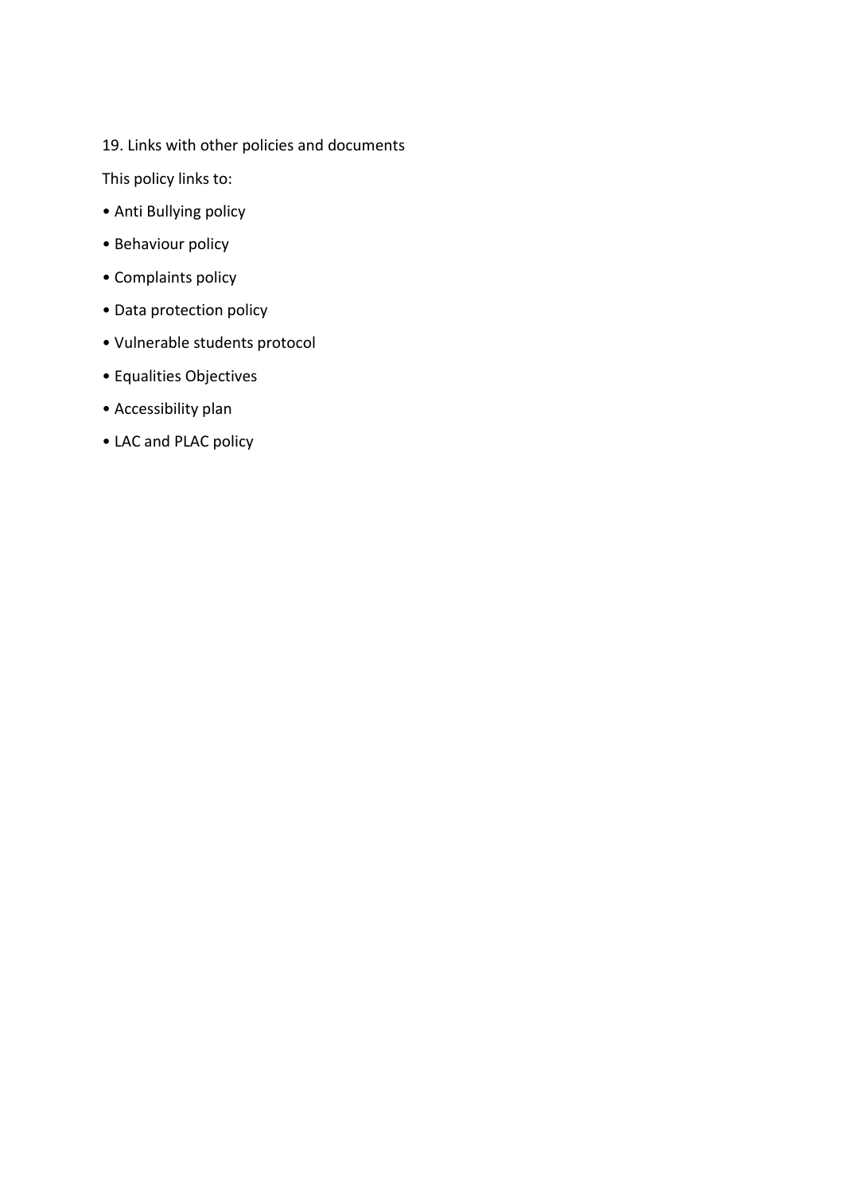## 19. Links with other policies and documents

This policy links to:

- Anti Bullying policy
- Behaviour policy
- Complaints policy
- Data protection policy
- Vulnerable students protocol
- Equalities Objectives
- Accessibility plan
- LAC and PLAC policy